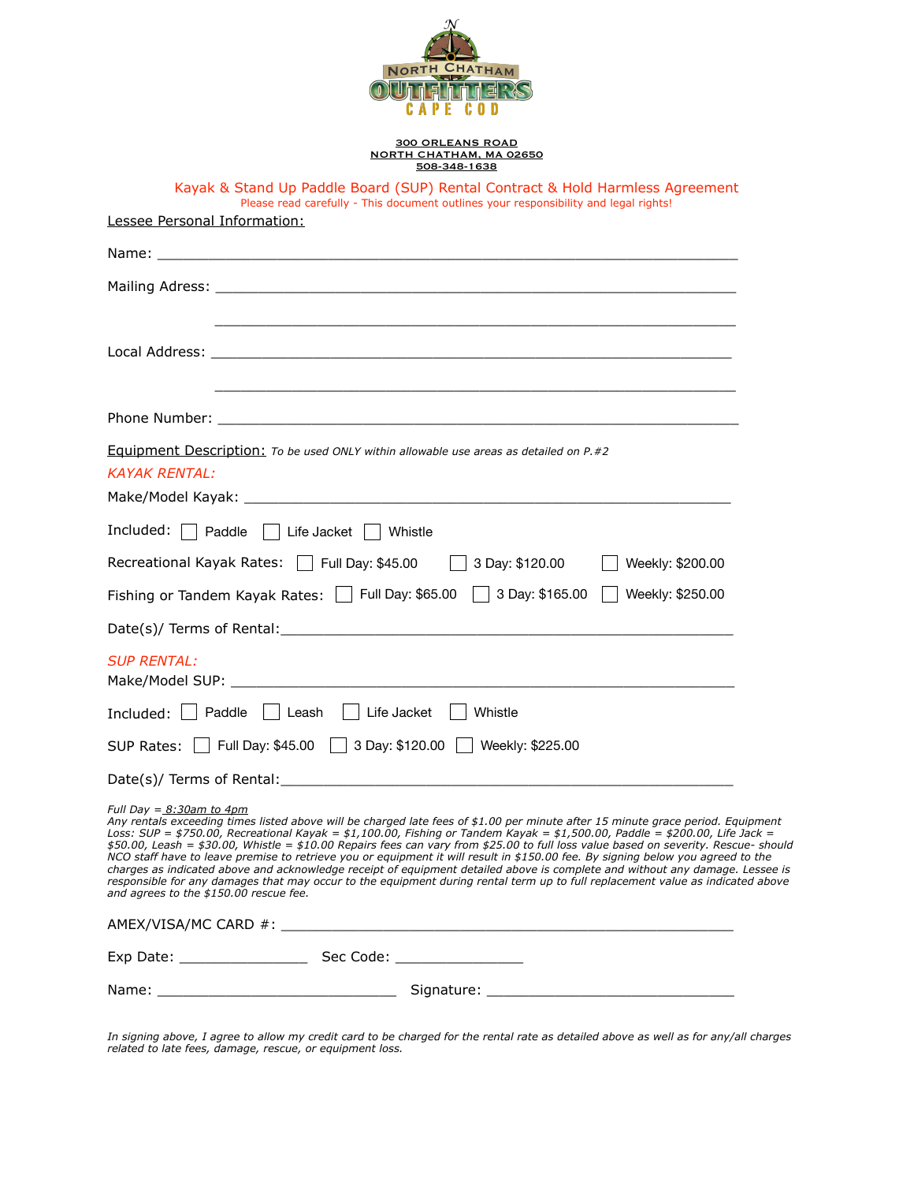NORTH CHATHAM OUTFITTERS CAPE COD

300 ORLEANS ROAD
NORTH CHATHAM, MA 02650
508-348-1638

## Kayak & Stand Up Paddle Board (SUP) Rental Contract & Hold Harmless Agreement

Please read carefully - This document outlines your responsibility and legal rights!

Lessee Personal Information:

Name: ____________________________________________________________

Mailing Adress: ____________________________________________________________

____________________________________________________________

Local Address: ____________________________________________________________

____________________________________________________________

Phone Number: ____________________________________________________________

Equipment Description: *To be used ONLY within allowable use areas as detailed on P.#2*

*KAYAK RENTAL:*

Make/Model Kayak: ____________________________________________________________

Included: ☐ Paddle ☐ Life Jacket ☐ Whistle

Recreational Kayak Rates: ☐ Full Day: $45.00 ☐ 3 Day: $120.00 ☐ Weekly: $200.00

Fishing or Tandem Kayak Rates: ☐ Full Day: $65.00 ☐ 3 Day: $165.00 ☐ Weekly: $250.00

Date(s)/ Terms of Rental: ____________________________________________________________

*SUP RENTAL:*

Make/Model SUP: ____________________________________________________________

Included: ☐ Paddle ☐ Leash ☐ Life Jacket ☐ Whistle

SUP Rates: ☐ Full Day: $45.00 ☐ 3 Day: $120.00 ☐ Weekly: $225.00

Date(s)/ Terms of Rental: ____________________________________________________________

*Full Day = 8:30am to 4pm*
*Any rentals exceeding times listed above will be charged late fees of $1.00 per minute after 15 minute grace period. Equipment Loss: SUP = $750.00, Recreational Kayak = $1,100.00, Fishing or Tandem Kayak = $1,500.00, Paddle = $200.00, Life Jack = $50.00, Leash = $30.00, Whistle = $10.00 Repairs fees can vary from $25.00 to full loss value based on severity. Rescue- should NCO staff have to leave premise to retrieve you or equipment it will result in $150.00 fee. By signing below you agreed to the charges as indicated above and acknowledge receipt of equipment detailed above is complete and without any damage. Lessee is responsible for any damages that may occur to the equipment during rental term up to full replacement value as indicated above and agrees to the $150.00 rescue fee.*

AMEX/VISA/MC CARD #: ____________________________________________________________

Exp Date: _______________ Sec Code: _______________

Name: ______________________________ Signature: ______________________________

*In signing above, I agree to allow my credit card to be charged for the rental rate as detailed above as well as for any/all charges related to late fees, damage, rescue, or equipment loss.*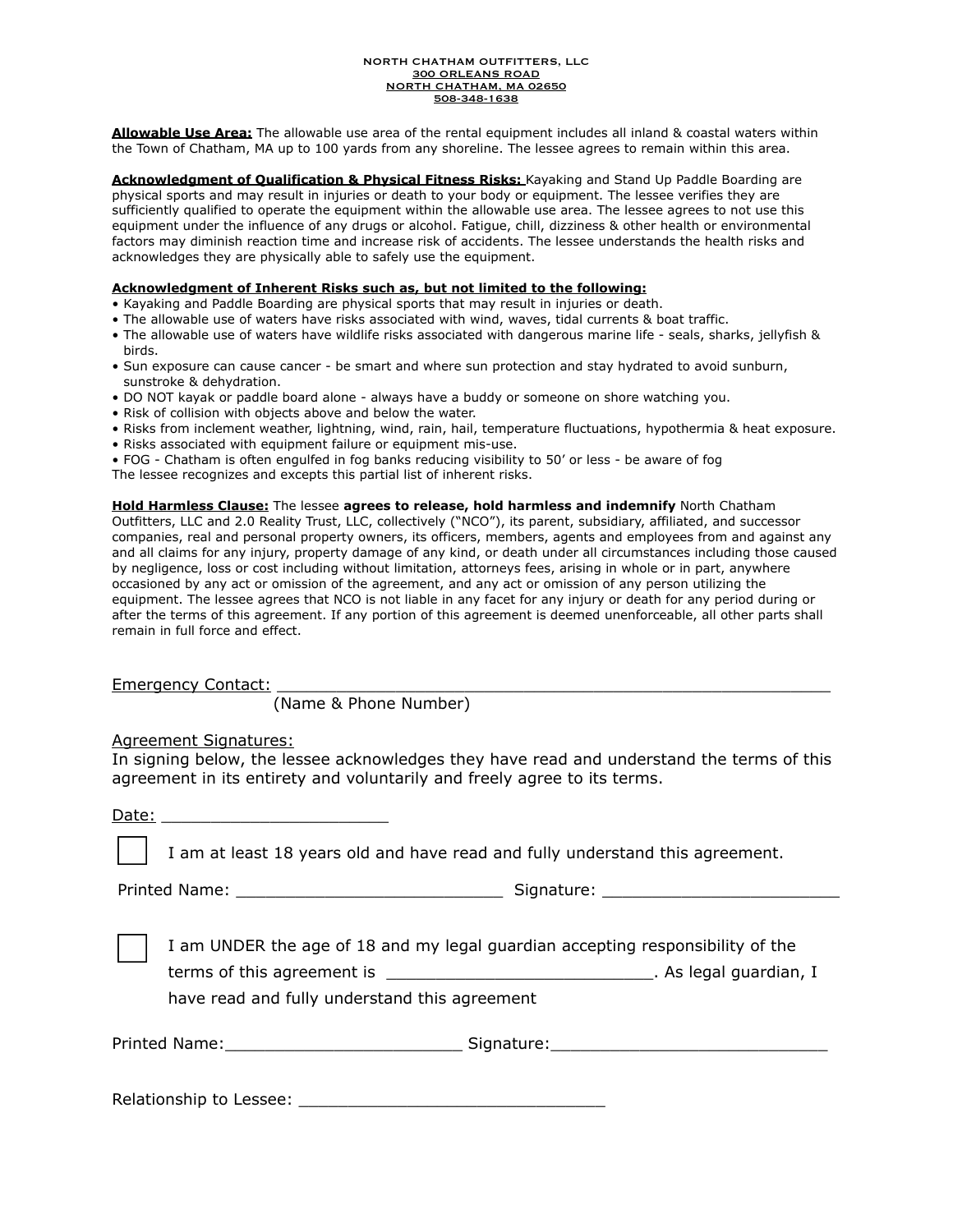NORTH CHATHAM OUTFITTERS, LLC
300 ORLEANS ROAD
NORTH CHATHAM, MA 02650
508-348-1638

**Allowable Use Area:** The allowable use area of the rental equipment includes all inland & coastal waters within the Town of Chatham, MA up to 100 yards from any shoreline. The lessee agrees to remain within this area.

**Acknowledgment of Qualification & Physical Fitness Risks:** Kayaking and Stand Up Paddle Boarding are physical sports and may result in injuries or death to your body or equipment. The lessee verifies they are sufficiently qualified to operate the equipment within the allowable use area. The lessee agrees to not use this equipment under the influence of any drugs or alcohol. Fatigue, chill, dizziness & other health or environmental factors may diminish reaction time and increase risk of accidents. The lessee understands the health risks and acknowledges they are physically able to safely use the equipment.

**Acknowledgment of Inherent Risks such as, but not limited to the following:**

- Kayaking and Paddle Boarding are physical sports that may result in injuries or death.
- The allowable use of waters have risks associated with wind, waves, tidal currents & boat traffic.
- The allowable use of waters have wildlife risks associated with dangerous marine life - seals, sharks, jellyfish & birds.
- Sun exposure can cause cancer - be smart and where sun protection and stay hydrated to avoid sunburn, sunstroke & dehydration.
- DO NOT kayak or paddle board alone - always have a buddy or someone on shore watching you.
- Risk of collision with objects above and below the water.
- Risks from inclement weather, lightning, wind, rain, hail, temperature fluctuations, hypothermia & heat exposure.
- Risks associated with equipment failure or equipment mis-use.
- FOG - Chatham is often engulfed in fog banks reducing visibility to 50' or less - be aware of fog

The lessee recognizes and excepts this partial list of inherent risks.

**Hold Harmless Clause:** The lessee **agrees to release, hold harmless and indemnify** North Chatham Outfitters, LLC and 2.0 Reality Trust, LLC, collectively ("NCO"), its parent, subsidiary, affiliated, and successor companies, real and personal property owners, its officers, members, agents and employees from and against any and all claims for any injury, property damage of any kind, or death under all circumstances including those caused by negligence, loss or cost including without limitation, attorneys fees, arising in whole or in part, anywhere occasioned by any act or omission of the agreement, and any act or omission of any person utilizing the equipment. The lessee agrees that NCO is not liable in any facet for any injury or death for any period during or after the terms of this agreement. If any portion of this agreement is deemed unenforceable, all other parts shall remain in full force and effect.

Emergency Contact: ____________________________________________________________
(Name & Phone Number)

Agreement Signatures:
In signing below, the lessee acknowledges they have read and understand the terms of this agreement in its entirety and voluntarily and freely agree to its terms.

Date: ________________________

☐ I am at least 18 years old and have read and fully understand this agreement.

Printed Name: ____________________________ Signature: _________________________

☐ I am UNDER the age of 18 and my legal guardian accepting responsibility of the terms of this agreement is ____________________________. As legal guardian, I have read and fully understand this agreement

Printed Name:_________________________ Signature:_____________________________

Relationship to Lessee: _________________________________